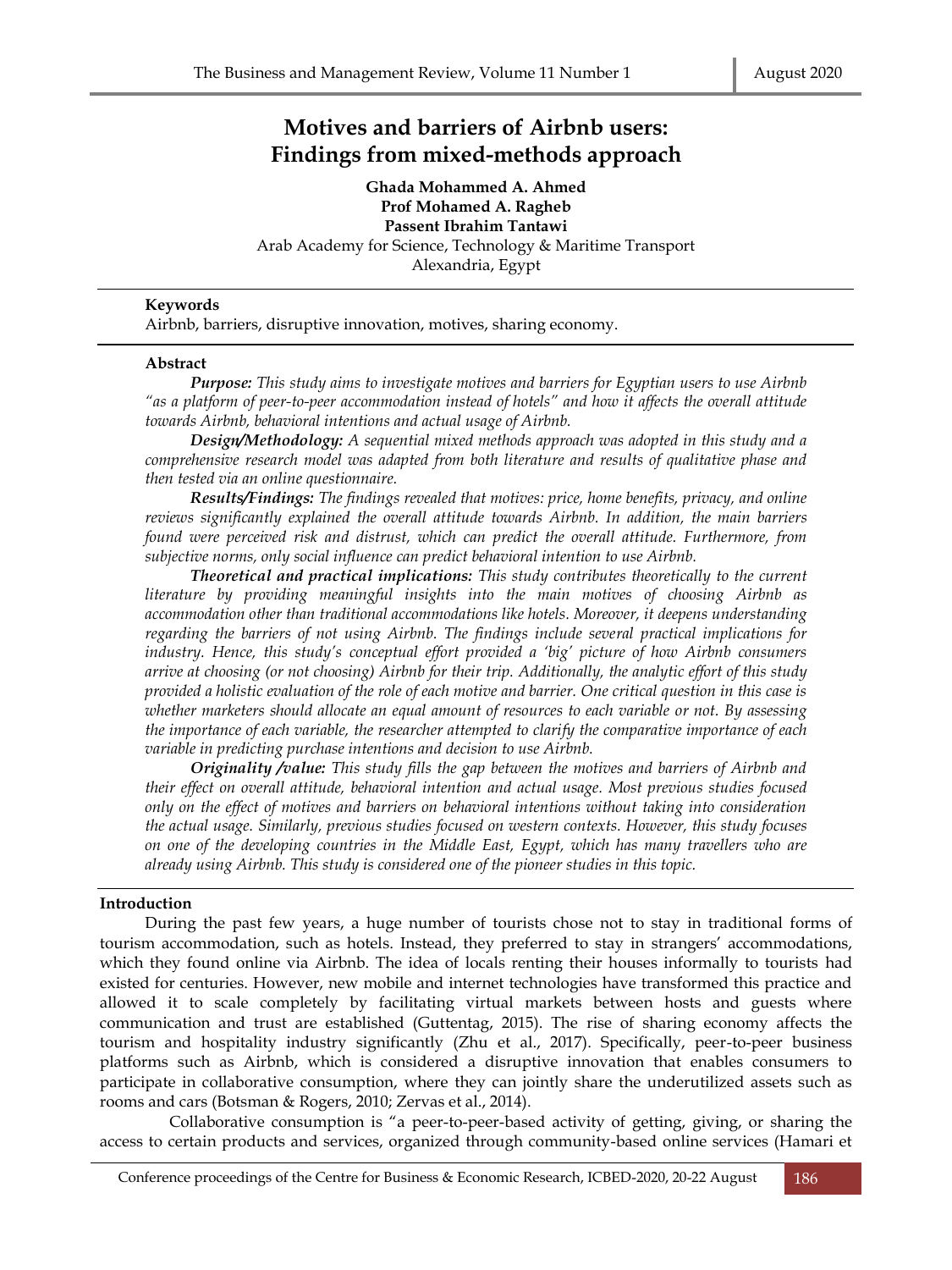# Motives and barriers of Airbnb users: Findings from mixed-methods approach

**Ghada Mohammed A. Ahmed**
**Prof Mohamed A. Ragheb**
**Passent Ibrahim Tantawi**
Arab Academy for Science, Technology & Maritime Transport
Alexandria, Egypt

**Keywords**
Airbnb, barriers, disruptive innovation, motives, sharing economy.

**Abstract**

***Purpose:*** *This study aims to investigate motives and barriers for Egyptian users to use Airbnb "as a platform of peer-to-peer accommodation instead of hotels" and how it affects the overall attitude towards Airbnb, behavioral intentions and actual usage of Airbnb.*

***Design/Methodology:*** *A sequential mixed methods approach was adopted in this study and a comprehensive research model was adapted from both literature and results of qualitative phase and then tested via an online questionnaire.*

***Results/Findings:*** *The findings revealed that motives: price, home benefits, privacy, and online reviews significantly explained the overall attitude towards Airbnb. In addition, the main barriers found were perceived risk and distrust, which can predict the overall attitude. Furthermore, from subjective norms, only social influence can predict behavioral intention to use Airbnb.*

***Theoretical and practical implications:*** *This study contributes theoretically to the current literature by providing meaningful insights into the main motives of choosing Airbnb as accommodation other than traditional accommodations like hotels. Moreover, it deepens understanding regarding the barriers of not using Airbnb. The findings include several practical implications for industry. Hence, this study's conceptual effort provided a 'big' picture of how Airbnb consumers arrive at choosing (or not choosing) Airbnb for their trip. Additionally, the analytic effort of this study provided a holistic evaluation of the role of each motive and barrier. One critical question in this case is whether marketers should allocate an equal amount of resources to each variable or not. By assessing the importance of each variable, the researcher attempted to clarify the comparative importance of each variable in predicting purchase intentions and decision to use Airbnb.*

***Originality /value:*** *This study fills the gap between the motives and barriers of Airbnb and their effect on overall attitude, behavioral intention and actual usage. Most previous studies focused only on the effect of motives and barriers on behavioral intentions without taking into consideration the actual usage. Similarly, previous studies focused on western contexts. However, this study focuses on one of the developing countries in the Middle East, Egypt, which has many travellers who are already using Airbnb. This study is considered one of the pioneer studies in this topic.*

## Introduction

During the past few years, a huge number of tourists chose not to stay in traditional forms of tourism accommodation, such as hotels. Instead, they preferred to stay in strangers' accommodations, which they found online via Airbnb. The idea of locals renting their houses informally to tourists had existed for centuries. However, new mobile and internet technologies have transformed this practice and allowed it to scale completely by facilitating virtual markets between hosts and guests where communication and trust are established (Guttentag, 2015). The rise of sharing economy affects the tourism and hospitality industry significantly (Zhu et al., 2017). Specifically, peer-to-peer business platforms such as Airbnb, which is considered a disruptive innovation that enables consumers to participate in collaborative consumption, where they can jointly share the underutilized assets such as rooms and cars (Botsman & Rogers, 2010; Zervas et al., 2014).

Collaborative consumption is "a peer-to-peer-based activity of getting, giving, or sharing the access to certain products and services, organized through community-based online services (Hamari et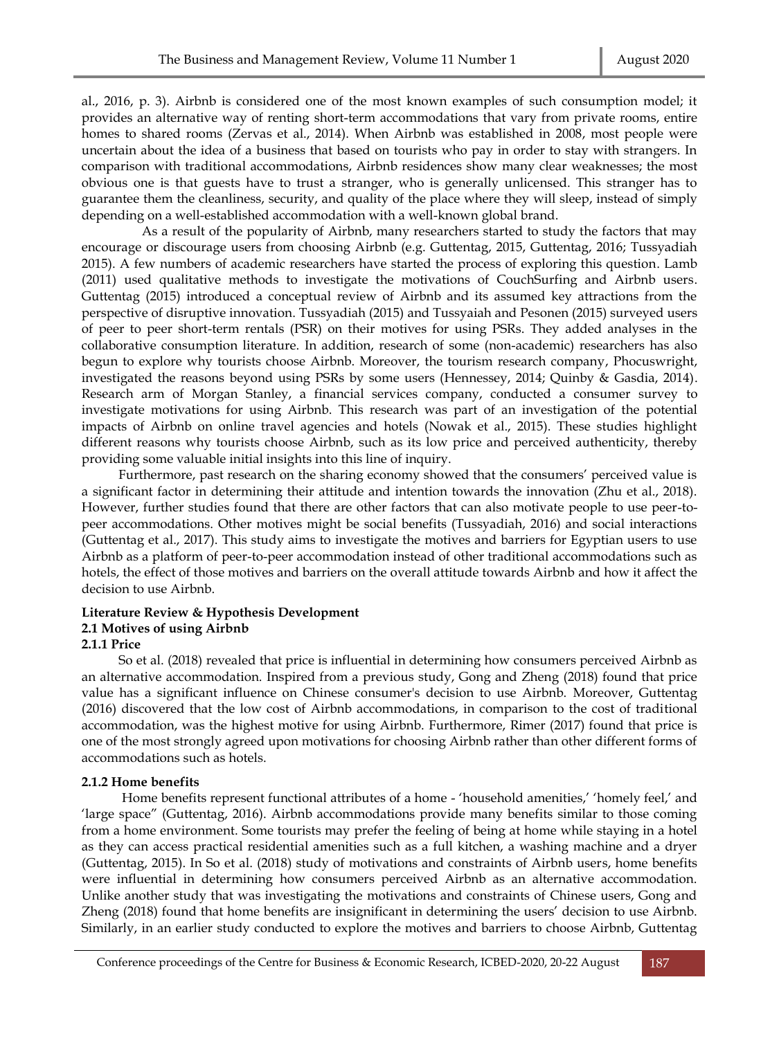al., 2016, p. 3). Airbnb is considered one of the most known examples of such consumption model; it provides an alternative way of renting short-term accommodations that vary from private rooms, entire homes to shared rooms (Zervas et al., 2014). When Airbnb was established in 2008, most people were uncertain about the idea of a business that based on tourists who pay in order to stay with strangers. In comparison with traditional accommodations, Airbnb residences show many clear weaknesses; the most obvious one is that guests have to trust a stranger, who is generally unlicensed. This stranger has to guarantee them the cleanliness, security, and quality of the place where they will sleep, instead of simply depending on a well-established accommodation with a well-known global brand.

As a result of the popularity of Airbnb, many researchers started to study the factors that may encourage or discourage users from choosing Airbnb (e.g. Guttentag, 2015, Guttentag, 2016; Tussyadiah 2015). A few numbers of academic researchers have started the process of exploring this question. Lamb (2011) used qualitative methods to investigate the motivations of CouchSurfing and Airbnb users. Guttentag (2015) introduced a conceptual review of Airbnb and its assumed key attractions from the perspective of disruptive innovation. Tussyadiah (2015) and Tussyaiah and Pesonen (2015) surveyed users of peer to peer short-term rentals (PSR) on their motives for using PSRs. They added analyses in the collaborative consumption literature. In addition, research of some (non-academic) researchers has also begun to explore why tourists choose Airbnb. Moreover, the tourism research company, Phocuswright, investigated the reasons beyond using PSRs by some users (Hennessey, 2014; Quinby & Gasdia, 2014). Research arm of Morgan Stanley, a financial services company, conducted a consumer survey to investigate motivations for using Airbnb. This research was part of an investigation of the potential impacts of Airbnb on online travel agencies and hotels (Nowak et al., 2015). These studies highlight different reasons why tourists choose Airbnb, such as its low price and perceived authenticity, thereby providing some valuable initial insights into this line of inquiry.

Furthermore, past research on the sharing economy showed that the consumers' perceived value is a significant factor in determining their attitude and intention towards the innovation (Zhu et al., 2018). However, further studies found that there are other factors that can also motivate people to use peer-to-peer accommodations. Other motives might be social benefits (Tussyadiah, 2016) and social interactions (Guttentag et al., 2017). This study aims to investigate the motives and barriers for Egyptian users to use Airbnb as a platform of peer-to-peer accommodation instead of other traditional accommodations such as hotels, the effect of those motives and barriers on the overall attitude towards Airbnb and how it affect the decision to use Airbnb.

## Literature Review & Hypothesis Development

### 2.1 Motives of using Airbnb

#### 2.1.1 Price

So et al. (2018) revealed that price is influential in determining how consumers perceived Airbnb as an alternative accommodation. Inspired from a previous study, Gong and Zheng (2018) found that price value has a significant influence on Chinese consumer's decision to use Airbnb. Moreover, Guttentag (2016) discovered that the low cost of Airbnb accommodations, in comparison to the cost of traditional accommodation, was the highest motive for using Airbnb. Furthermore, Rimer (2017) found that price is one of the most strongly agreed upon motivations for choosing Airbnb rather than other different forms of accommodations such as hotels.

#### 2.1.2 Home benefits

Home benefits represent functional attributes of a home - 'household amenities,' 'homely feel,' and 'large space" (Guttentag, 2016). Airbnb accommodations provide many benefits similar to those coming from a home environment. Some tourists may prefer the feeling of being at home while staying in a hotel as they can access practical residential amenities such as a full kitchen, a washing machine and a dryer (Guttentag, 2015). In So et al. (2018) study of motivations and constraints of Airbnb users, home benefits were influential in determining how consumers perceived Airbnb as an alternative accommodation. Unlike another study that was investigating the motivations and constraints of Chinese users, Gong and Zheng (2018) found that home benefits are insignificant in determining the users' decision to use Airbnb. Similarly, in an earlier study conducted to explore the motives and barriers to choose Airbnb, Guttentag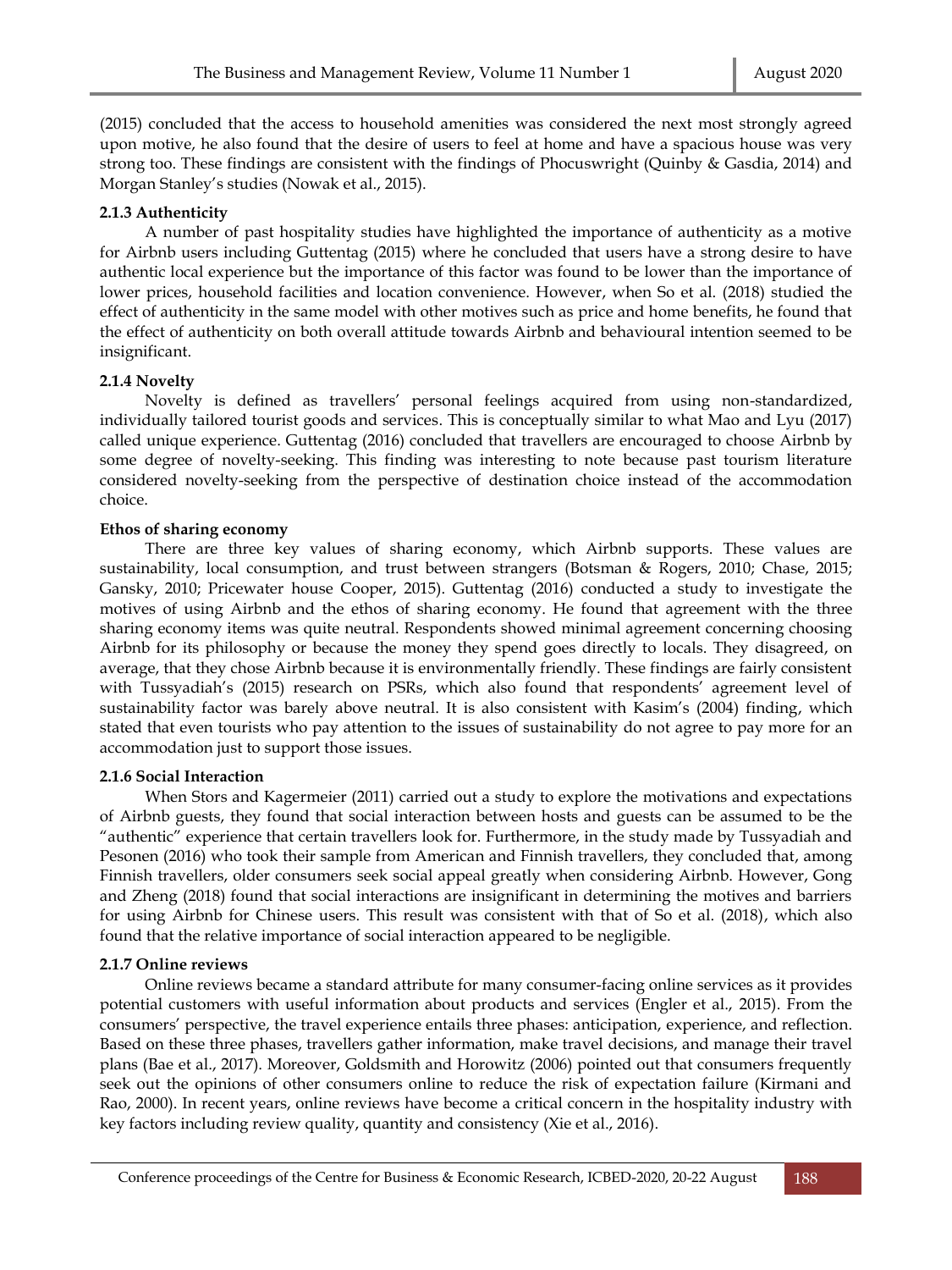(2015) concluded that the access to household amenities was considered the next most strongly agreed upon motive, he also found that the desire of users to feel at home and have a spacious house was very strong too. These findings are consistent with the findings of Phocuswright (Quinby & Gasdia, 2014) and Morgan Stanley's studies (Nowak et al., 2015).

### 2.1.3 Authenticity

A number of past hospitality studies have highlighted the importance of authenticity as a motive for Airbnb users including Guttentag (2015) where he concluded that users have a strong desire to have authentic local experience but the importance of this factor was found to be lower than the importance of lower prices, household facilities and location convenience. However, when So et al. (2018) studied the effect of authenticity in the same model with other motives such as price and home benefits, he found that the effect of authenticity on both overall attitude towards Airbnb and behavioural intention seemed to be insignificant.

### 2.1.4 Novelty

Novelty is defined as travellers' personal feelings acquired from using non-standardized, individually tailored tourist goods and services. This is conceptually similar to what Mao and Lyu (2017) called unique experience. Guttentag (2016) concluded that travellers are encouraged to choose Airbnb by some degree of novelty-seeking. This finding was interesting to note because past tourism literature considered novelty-seeking from the perspective of destination choice instead of the accommodation choice.

### Ethos of sharing economy

There are three key values of sharing economy, which Airbnb supports. These values are sustainability, local consumption, and trust between strangers (Botsman & Rogers, 2010; Chase, 2015; Gansky, 2010; Pricewater house Cooper, 2015). Guttentag (2016) conducted a study to investigate the motives of using Airbnb and the ethos of sharing economy. He found that agreement with the three sharing economy items was quite neutral. Respondents showed minimal agreement concerning choosing Airbnb for its philosophy or because the money they spend goes directly to locals. They disagreed, on average, that they chose Airbnb because it is environmentally friendly. These findings are fairly consistent with Tussyadiah's (2015) research on PSRs, which also found that respondents' agreement level of sustainability factor was barely above neutral. It is also consistent with Kasim's (2004) finding, which stated that even tourists who pay attention to the issues of sustainability do not agree to pay more for an accommodation just to support those issues.

### 2.1.6 Social Interaction

When Stors and Kagermeier (2011) carried out a study to explore the motivations and expectations of Airbnb guests, they found that social interaction between hosts and guests can be assumed to be the "authentic" experience that certain travellers look for. Furthermore, in the study made by Tussyadiah and Pesonen (2016) who took their sample from American and Finnish travellers, they concluded that, among Finnish travellers, older consumers seek social appeal greatly when considering Airbnb. However, Gong and Zheng (2018) found that social interactions are insignificant in determining the motives and barriers for using Airbnb for Chinese users. This result was consistent with that of So et al. (2018), which also found that the relative importance of social interaction appeared to be negligible.

### 2.1.7 Online reviews

Online reviews became a standard attribute for many consumer-facing online services as it provides potential customers with useful information about products and services (Engler et al., 2015). From the consumers' perspective, the travel experience entails three phases: anticipation, experience, and reflection. Based on these three phases, travellers gather information, make travel decisions, and manage their travel plans (Bae et al., 2017). Moreover, Goldsmith and Horowitz (2006) pointed out that consumers frequently seek out the opinions of other consumers online to reduce the risk of expectation failure (Kirmani and Rao, 2000). In recent years, online reviews have become a critical concern in the hospitality industry with key factors including review quality, quantity and consistency (Xie et al., 2016).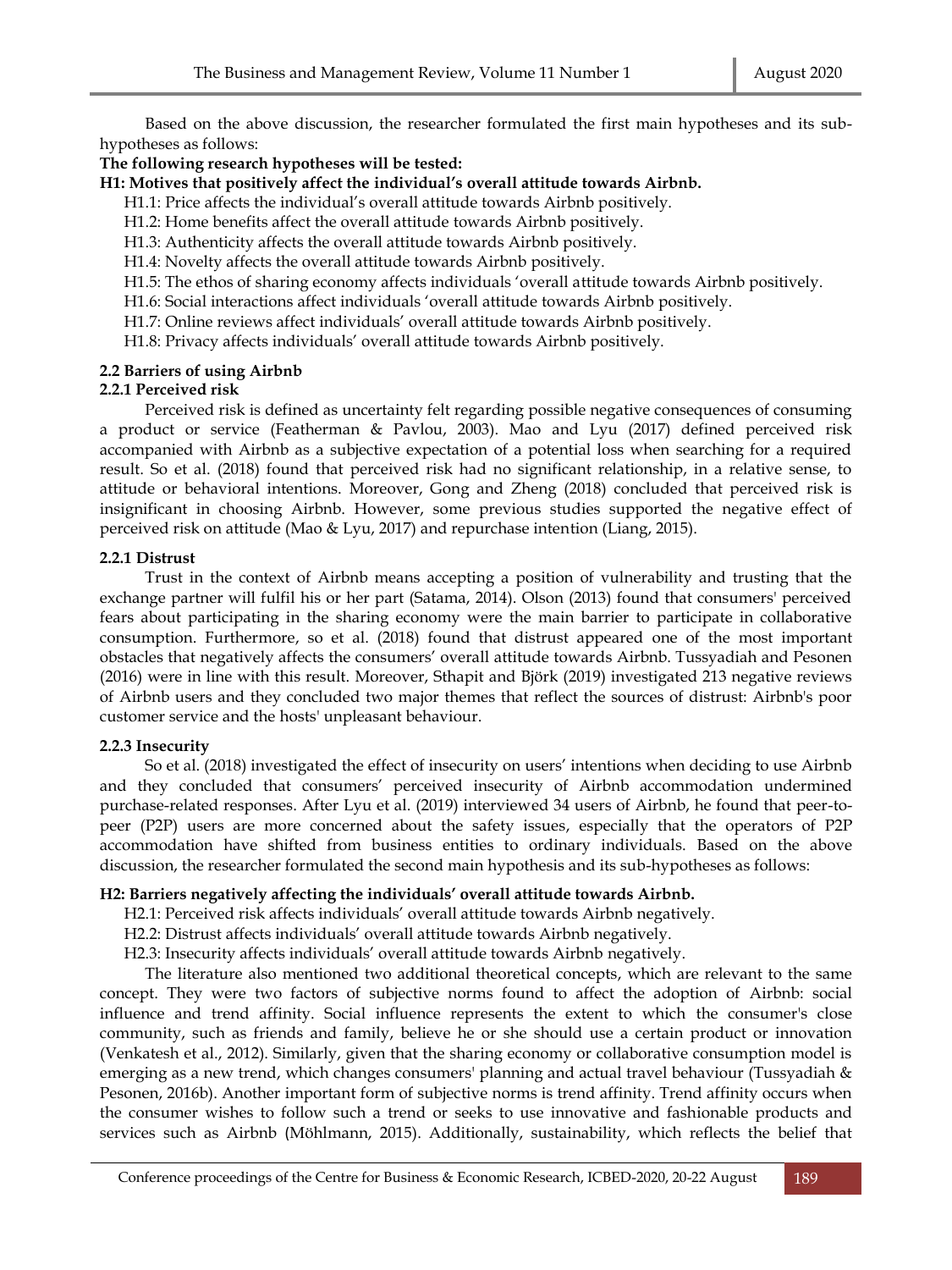Based on the above discussion, the researcher formulated the first main hypotheses and its sub-hypotheses as follows:

**The following research hypotheses will be tested:**

**H1: Motives that positively affect the individual's overall attitude towards Airbnb.**

H1.1: Price affects the individual's overall attitude towards Airbnb positively.

H1.2: Home benefits affect the overall attitude towards Airbnb positively.

H1.3: Authenticity affects the overall attitude towards Airbnb positively.

H1.4: Novelty affects the overall attitude towards Airbnb positively.

H1.5: The ethos of sharing economy affects individuals 'overall attitude towards Airbnb positively.

H1.6: Social interactions affect individuals 'overall attitude towards Airbnb positively.

H1.7: Online reviews affect individuals' overall attitude towards Airbnb positively.

H1.8: Privacy affects individuals' overall attitude towards Airbnb positively.

### 2.2 Barriers of using Airbnb

#### 2.2.1 Perceived risk

Perceived risk is defined as uncertainty felt regarding possible negative consequences of consuming a product or service (Featherman & Pavlou, 2003). Mao and Lyu (2017) defined perceived risk accompanied with Airbnb as a subjective expectation of a potential loss when searching for a required result. So et al. (2018) found that perceived risk had no significant relationship, in a relative sense, to attitude or behavioral intentions. Moreover, Gong and Zheng (2018) concluded that perceived risk is insignificant in choosing Airbnb. However, some previous studies supported the negative effect of perceived risk on attitude (Mao & Lyu, 2017) and repurchase intention (Liang, 2015).

#### 2.2.1 Distrust

Trust in the context of Airbnb means accepting a position of vulnerability and trusting that the exchange partner will fulfil his or her part (Satama, 2014). Olson (2013) found that consumers' perceived fears about participating in the sharing economy were the main barrier to participate in collaborative consumption. Furthermore, so et al. (2018) found that distrust appeared one of the most important obstacles that negatively affects the consumers' overall attitude towards Airbnb. Tussyadiah and Pesonen (2016) were in line with this result. Moreover, Sthapit and Björk (2019) investigated 213 negative reviews of Airbnb users and they concluded two major themes that reflect the sources of distrust: Airbnb's poor customer service and the hosts' unpleasant behaviour.

#### 2.2.3 Insecurity

So et al. (2018) investigated the effect of insecurity on users' intentions when deciding to use Airbnb and they concluded that consumers' perceived insecurity of Airbnb accommodation undermined purchase-related responses. After Lyu et al. (2019) interviewed 34 users of Airbnb, he found that peer-to-peer (P2P) users are more concerned about the safety issues, especially that the operators of P2P accommodation have shifted from business entities to ordinary individuals. Based on the above discussion, the researcher formulated the second main hypothesis and its sub-hypotheses as follows:

**H2: Barriers negatively affecting the individuals' overall attitude towards Airbnb.**

H2.1: Perceived risk affects individuals' overall attitude towards Airbnb negatively.

H2.2: Distrust affects individuals' overall attitude towards Airbnb negatively.

H2.3: Insecurity affects individuals' overall attitude towards Airbnb negatively.

The literature also mentioned two additional theoretical concepts, which are relevant to the same concept. They were two factors of subjective norms found to affect the adoption of Airbnb: social influence and trend affinity. Social influence represents the extent to which the consumer's close community, such as friends and family, believe he or she should use a certain product or innovation (Venkatesh et al., 2012). Similarly, given that the sharing economy or collaborative consumption model is emerging as a new trend, which changes consumers' planning and actual travel behaviour (Tussyadiah & Pesonen, 2016b). Another important form of subjective norms is trend affinity. Trend affinity occurs when the consumer wishes to follow such a trend or seeks to use innovative and fashionable products and services such as Airbnb (Möhlmann, 2015). Additionally, sustainability, which reflects the belief that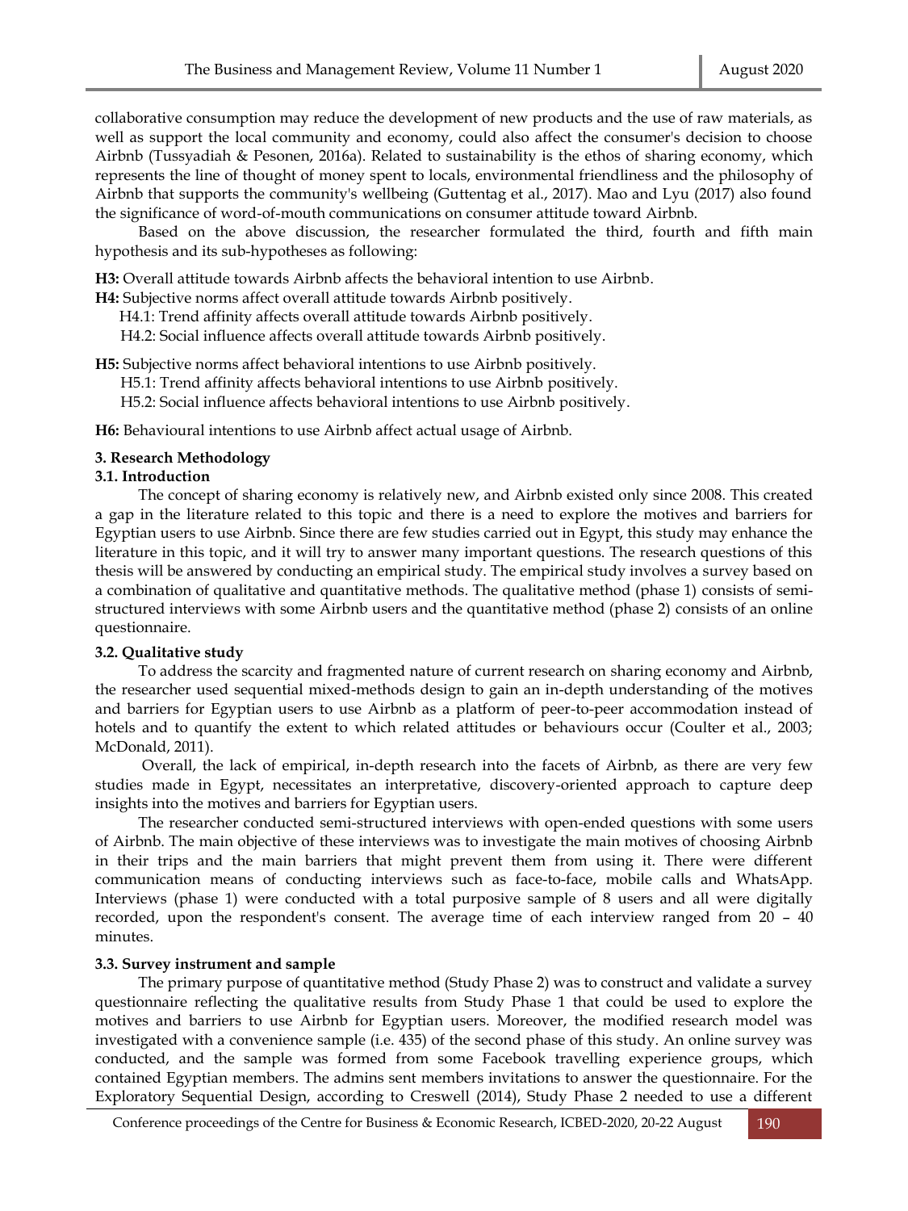collaborative consumption may reduce the development of new products and the use of raw materials, as well as support the local community and economy, could also affect the consumer's decision to choose Airbnb (Tussyadiah & Pesonen, 2016a). Related to sustainability is the ethos of sharing economy, which represents the line of thought of money spent to locals, environmental friendliness and the philosophy of Airbnb that supports the community's wellbeing (Guttentag et al., 2017). Mao and Lyu (2017) also found the significance of word-of-mouth communications on consumer attitude toward Airbnb.

Based on the above discussion, the researcher formulated the third, fourth and fifth main hypothesis and its sub-hypotheses as following:

**H3:** Overall attitude towards Airbnb affects the behavioral intention to use Airbnb.

**H4:** Subjective norms affect overall attitude towards Airbnb positively.

H4.1: Trend affinity affects overall attitude towards Airbnb positively.

H4.2: Social influence affects overall attitude towards Airbnb positively.

**H5:** Subjective norms affect behavioral intentions to use Airbnb positively.

H5.1: Trend affinity affects behavioral intentions to use Airbnb positively.

H5.2: Social influence affects behavioral intentions to use Airbnb positively.

**H6:** Behavioural intentions to use Airbnb affect actual usage of Airbnb.

## 3. Research Methodology

### 3.1. Introduction

The concept of sharing economy is relatively new, and Airbnb existed only since 2008. This created a gap in the literature related to this topic and there is a need to explore the motives and barriers for Egyptian users to use Airbnb. Since there are few studies carried out in Egypt, this study may enhance the literature in this topic, and it will try to answer many important questions. The research questions of this thesis will be answered by conducting an empirical study. The empirical study involves a survey based on a combination of qualitative and quantitative methods. The qualitative method (phase 1) consists of semi-structured interviews with some Airbnb users and the quantitative method (phase 2) consists of an online questionnaire.

### 3.2. Qualitative study

To address the scarcity and fragmented nature of current research on sharing economy and Airbnb, the researcher used sequential mixed-methods design to gain an in-depth understanding of the motives and barriers for Egyptian users to use Airbnb as a platform of peer-to-peer accommodation instead of hotels and to quantify the extent to which related attitudes or behaviours occur (Coulter et al., 2003; McDonald, 2011).

Overall, the lack of empirical, in-depth research into the facets of Airbnb, as there are very few studies made in Egypt, necessitates an interpretative, discovery-oriented approach to capture deep insights into the motives and barriers for Egyptian users.

The researcher conducted semi-structured interviews with open-ended questions with some users of Airbnb. The main objective of these interviews was to investigate the main motives of choosing Airbnb in their trips and the main barriers that might prevent them from using it. There were different communication means of conducting interviews such as face-to-face, mobile calls and WhatsApp. Interviews (phase 1) were conducted with a total purposive sample of 8 users and all were digitally recorded, upon the respondent's consent. The average time of each interview ranged from 20 – 40 minutes.

### 3.3. Survey instrument and sample

The primary purpose of quantitative method (Study Phase 2) was to construct and validate a survey questionnaire reflecting the qualitative results from Study Phase 1 that could be used to explore the motives and barriers to use Airbnb for Egyptian users. Moreover, the modified research model was investigated with a convenience sample (i.e. 435) of the second phase of this study. An online survey was conducted, and the sample was formed from some Facebook travelling experience groups, which contained Egyptian members. The admins sent members invitations to answer the questionnaire. For the Exploratory Sequential Design, according to Creswell (2014), Study Phase 2 needed to use a different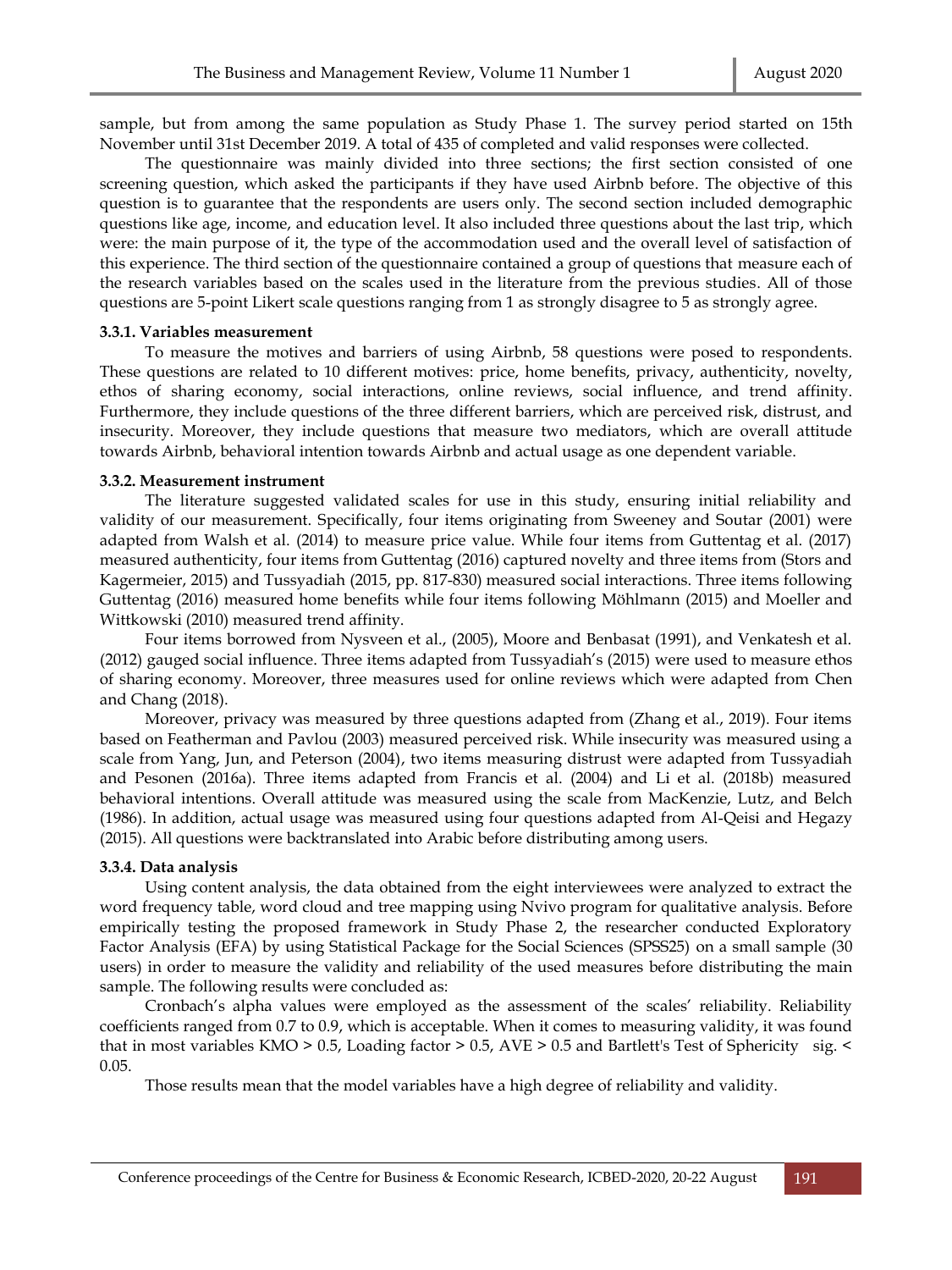sample, but from among the same population as Study Phase 1. The survey period started on 15th November until 31st December 2019. A total of 435 of completed and valid responses were collected.

The questionnaire was mainly divided into three sections; the first section consisted of one screening question, which asked the participants if they have used Airbnb before. The objective of this question is to guarantee that the respondents are users only. The second section included demographic questions like age, income, and education level. It also included three questions about the last trip, which were: the main purpose of it, the type of the accommodation used and the overall level of satisfaction of this experience. The third section of the questionnaire contained a group of questions that measure each of the research variables based on the scales used in the literature from the previous studies. All of those questions are 5-point Likert scale questions ranging from 1 as strongly disagree to 5 as strongly agree.

#### 3.3.1. Variables measurement

To measure the motives and barriers of using Airbnb, 58 questions were posed to respondents. These questions are related to 10 different motives: price, home benefits, privacy, authenticity, novelty, ethos of sharing economy, social interactions, online reviews, social influence, and trend affinity. Furthermore, they include questions of the three different barriers, which are perceived risk, distrust, and insecurity. Moreover, they include questions that measure two mediators, which are overall attitude towards Airbnb, behavioral intention towards Airbnb and actual usage as one dependent variable.

#### 3.3.2. Measurement instrument

The literature suggested validated scales for use in this study, ensuring initial reliability and validity of our measurement. Specifically, four items originating from Sweeney and Soutar (2001) were adapted from Walsh et al. (2014) to measure price value. While four items from Guttentag et al. (2017) measured authenticity, four items from Guttentag (2016) captured novelty and three items from (Stors and Kagermeier, 2015) and Tussyadiah (2015, pp. 817-830) measured social interactions. Three items following Guttentag (2016) measured home benefits while four items following Möhlmann (2015) and Moeller and Wittkowski (2010) measured trend affinity.

Four items borrowed from Nysveen et al., (2005), Moore and Benbasat (1991), and Venkatesh et al. (2012) gauged social influence. Three items adapted from Tussyadiah's (2015) were used to measure ethos of sharing economy. Moreover, three measures used for online reviews which were adapted from Chen and Chang (2018).

Moreover, privacy was measured by three questions adapted from (Zhang et al., 2019). Four items based on Featherman and Pavlou (2003) measured perceived risk. While insecurity was measured using a scale from Yang, Jun, and Peterson (2004), two items measuring distrust were adapted from Tussyadiah and Pesonen (2016a). Three items adapted from Francis et al. (2004) and Li et al. (2018b) measured behavioral intentions. Overall attitude was measured using the scale from MacKenzie, Lutz, and Belch (1986). In addition, actual usage was measured using four questions adapted from Al-Qeisi and Hegazy (2015). All questions were backtranslated into Arabic before distributing among users.

#### 3.3.4. Data analysis

Using content analysis, the data obtained from the eight interviewees were analyzed to extract the word frequency table, word cloud and tree mapping using Nvivo program for qualitative analysis. Before empirically testing the proposed framework in Study Phase 2, the researcher conducted Exploratory Factor Analysis (EFA) by using Statistical Package for the Social Sciences (SPSS25) on a small sample (30 users) in order to measure the validity and reliability of the used measures before distributing the main sample. The following results were concluded as:

Cronbach's alpha values were employed as the assessment of the scales' reliability. Reliability coefficients ranged from 0.7 to 0.9, which is acceptable. When it comes to measuring validity, it was found that in most variables KMO > 0.5, Loading factor > 0.5, AVE > 0.5 and Bartlett's Test of Sphericity sig. < 0.05.

Those results mean that the model variables have a high degree of reliability and validity.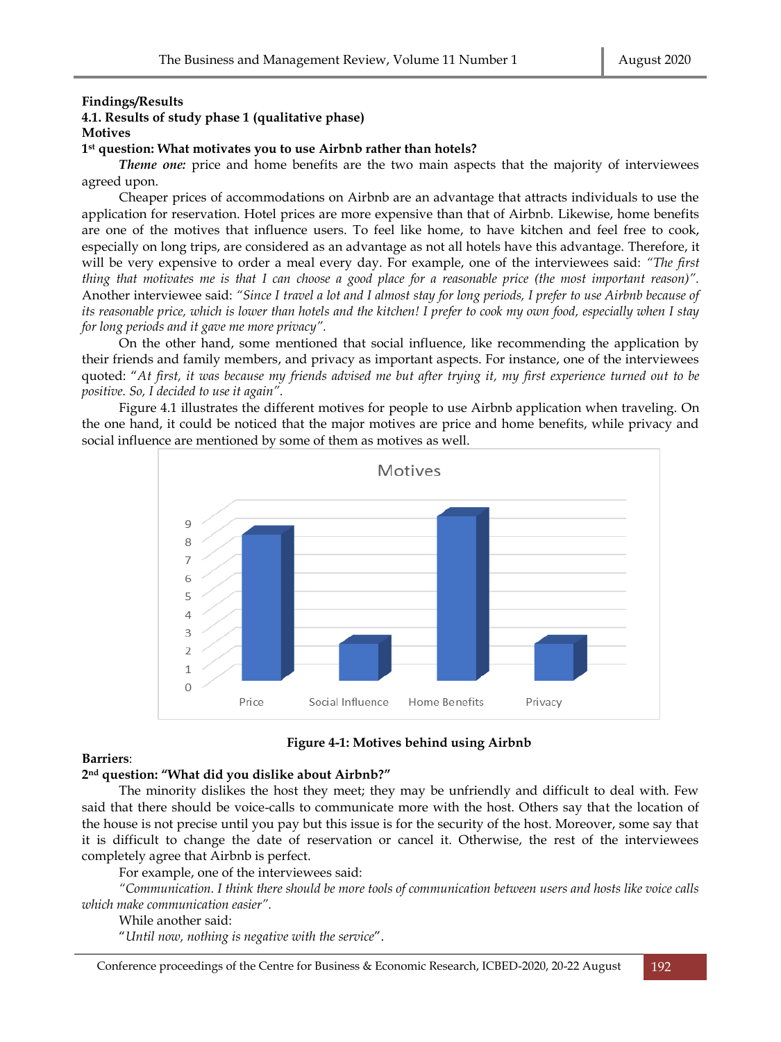**Findings/Results**

### 4.1. Results of study phase 1 (qualitative phase)

**Motives**

**1st question: What motivates you to use Airbnb rather than hotels?**

***Theme one:*** price and home benefits are the two main aspects that the majority of interviewees agreed upon.

Cheaper prices of accommodations on Airbnb are an advantage that attracts individuals to use the application for reservation. Hotel prices are more expensive than that of Airbnb. Likewise, home benefits are one of the motives that influence users. To feel like home, to have kitchen and feel free to cook, especially on long trips, are considered as an advantage as not all hotels have this advantage. Therefore, it will be very expensive to order a meal every day. For example, one of the interviewees said: *"The first thing that motivates me is that I can choose a good place for a reasonable price (the most important reason)".* Another interviewee said: *"Since I travel a lot and I almost stay for long periods, I prefer to use Airbnb because of its reasonable price, which is lower than hotels and the kitchen! I prefer to cook my own food, especially when I stay for long periods and it gave me more privacy".*

On the other hand, some mentioned that social influence, like recommending the application by their friends and family members, and privacy as important aspects. For instance, one of the interviewees quoted: "*At first, it was because my friends advised me but after trying it, my first experience turned out to be positive. So, I decided to use it again".*

Figure 4.1 illustrates the different motives for people to use Airbnb application when traveling. On the one hand, it could be noticed that the major motives are price and home benefits, while privacy and social influence are mentioned by some of them as motives as well.

**Figure 4-1: Motives behind using Airbnb**

**Barriers**:

**2nd question: "What did you dislike about Airbnb?"**

The minority dislikes the host they meet; they may be unfriendly and difficult to deal with. Few said that there should be voice-calls to communicate more with the host. Others say that the location of the house is not precise until you pay but this issue is for the security of the host. Moreover, some say that it is difficult to change the date of reservation or cancel it. Otherwise, the rest of the interviewees completely agree that Airbnb is perfect.

For example, one of the interviewees said:

*"Communication. I think there should be more tools of communication between users and hosts like voice calls which make communication easier".*

While another said:

"*Until now, nothing is negative with the service*".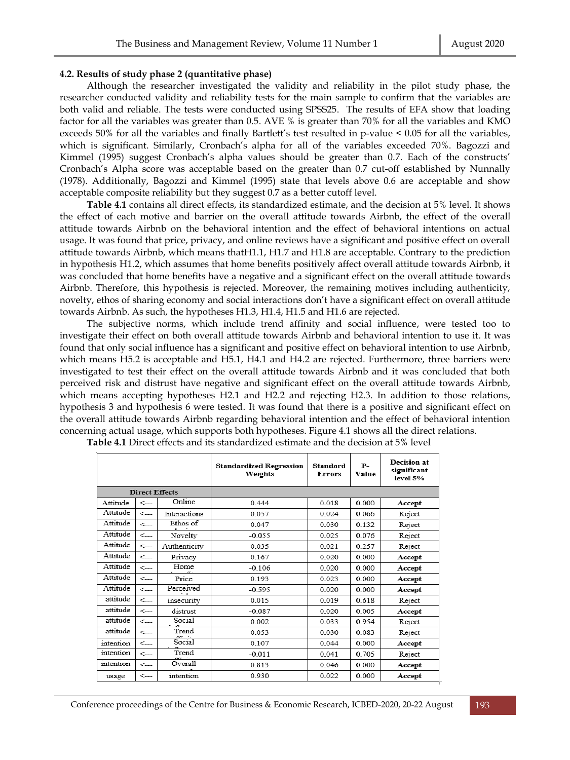### 4.2. Results of study phase 2 (quantitative phase)

Although the researcher investigated the validity and reliability in the pilot study phase, the researcher conducted validity and reliability tests for the main sample to confirm that the variables are both valid and reliable. The tests were conducted using SPSS25. The results of EFA show that loading factor for all the variables was greater than 0.5. AVE % is greater than 70% for all the variables and KMO exceeds 50% for all the variables and finally Bartlett's test resulted in p-value < 0.05 for all the variables, which is significant. Similarly, Cronbach's alpha for all of the variables exceeded 70%. Bagozzi and Kimmel (1995) suggest Cronbach's alpha values should be greater than 0.7. Each of the constructs' Cronbach's Alpha score was acceptable based on the greater than 0.7 cut-off established by Nunnally (1978). Additionally, Bagozzi and Kimmel (1995) state that levels above 0.6 are acceptable and show acceptable composite reliability but they suggest 0.7 as a better cutoff level.

**Table 4.1** contains all direct effects, its standardized estimate, and the decision at 5% level. It shows the effect of each motive and barrier on the overall attitude towards Airbnb, the effect of the overall attitude towards Airbnb on the behavioral intention and the effect of behavioral intentions on actual usage. It was found that price, privacy, and online reviews have a significant and positive effect on overall attitude towards Airbnb, which means thatH1.1, H1.7 and H1.8 are acceptable. Contrary to the prediction in hypothesis H1.2, which assumes that home benefits positively affect overall attitude towards Airbnb, it was concluded that home benefits have a negative and a significant effect on the overall attitude towards Airbnb. Therefore, this hypothesis is rejected. Moreover, the remaining motives including authenticity, novelty, ethos of sharing economy and social interactions don't have a significant effect on overall attitude towards Airbnb. As such, the hypotheses H1.3, H1.4, H1.5 and H1.6 are rejected.

The subjective norms, which include trend affinity and social influence, were tested too to investigate their effect on both overall attitude towards Airbnb and behavioral intention to use it. It was found that only social influence has a significant and positive effect on behavioral intention to use Airbnb, which means H5.2 is acceptable and H5.1, H4.1 and H4.2 are rejected. Furthermore, three barriers were investigated to test their effect on the overall attitude towards Airbnb and it was concluded that both perceived risk and distrust have negative and significant effect on the overall attitude towards Airbnb, which means accepting hypotheses H2.1 and H2.2 and rejecting H2.3. In addition to those relations, hypothesis 3 and hypothesis 6 were tested. It was found that there is a positive and significant effect on the overall attitude towards Airbnb regarding behavioral intention and the effect of behavioral intention concerning actual usage, which supports both hypotheses. Figure 4.1 shows all the direct relations.

**Table 4.1** Direct effects and its standardized estimate and the decision at 5% level

| | | | Standardized Regression Weights | Standard Errors | P-Value | Decision at significant level 5% |
|---|---|---|---|---|---|---|
| **Direct Effects** | | | | | | |
| Attitude | <--- | Online | 0.444 | 0.018 | 0.000 | **Accept** |
| Attitude | <--- | Interactions | 0.057 | 0.024 | 0.066 | Reject |
| Attitude | <--- | Ethos of | 0.047 | 0.030 | 0.132 | Reject |
| Attitude | <--- | Novelty | -0.055 | 0.025 | 0.076 | Reject |
| Attitude | <--- | Authenticity | 0.035 | 0.021 | 0.257 | Reject |
| Attitude | <--- | Privacy | 0.167 | 0.020 | 0.000 | **Accept** |
| Attitude | <--- | Home | -0.106 | 0.020 | 0.000 | **Accept** |
| Attitude | <--- | Price | 0.193 | 0.023 | 0.000 | **Accept** |
| Attitude | <--- | Perceived | -0.595 | 0.020 | 0.000 | **Accept** |
| attitude | <--- | insecurity | 0.015 | 0.019 | 0.618 | Reject |
| attitude | <--- | distrust | -0.087 | 0.020 | 0.005 | **Accept** |
| attitude | <--- | Social | 0.002 | 0.033 | 0.954 | Reject |
| attitude | <--- | Trend | 0.053 | 0.030 | 0.083 | Reject |
| intention | <--- | Social | 0.107 | 0.044 | 0.000 | **Accept** |
| intention | <--- | Trend | -0.011 | 0.041 | 0.705 | Reject |
| intention | <--- | Overall | 0.813 | 0.046 | 0.000 | **Accept** |
| usage | <--- | intention | 0.930 | 0.022 | 0.000 | **Accept** |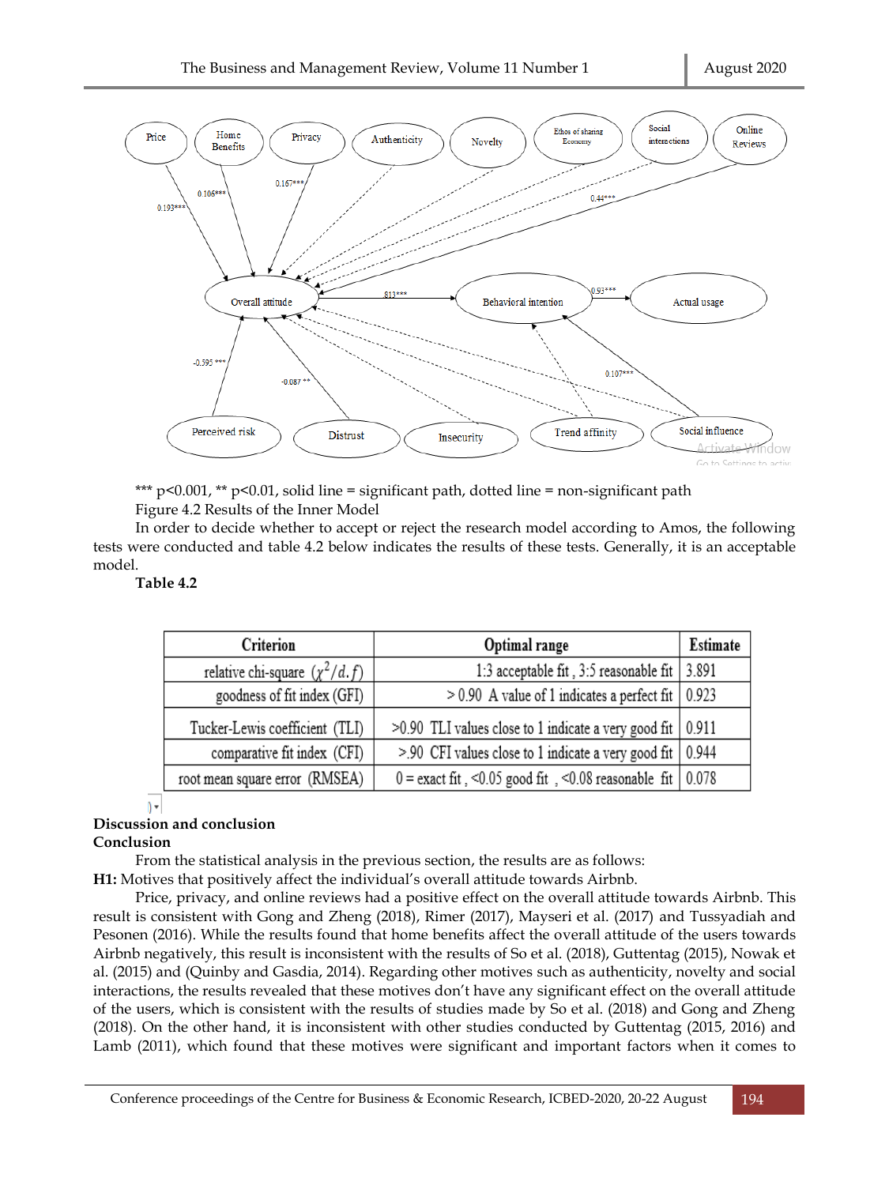*** p<0.001, ** p<0.01, solid line = significant path, dotted line = non-significant path

Figure 4.2 Results of the Inner Model

In order to decide whether to accept or reject the research model according to Amos, the following tests were conducted and table 4.2 below indicates the results of these tests. Generally, it is an acceptable model.

**Table 4.2**

| Criterion | Optimal range | Estimate |
|---|---|---|
| relative chi-square $(\chi^2/d.f)$ | 1:3 acceptable fit , 3:5 reasonable fit | 3.891 |
| goodness of fit index (GFI) | > 0.90 A value of 1 indicates a perfect fit | 0.923 |
| Tucker-Lewis coefficient (TLI) | >0.90 TLI values close to 1 indicate a very good fit | 0.911 |
| comparative fit index (CFI) | >.90 CFI values close to 1 indicate a very good fit | 0.944 |
| root mean square error (RMSEA) | 0 = exact fit , <0.05 good fit , <0.08 reasonable fit | 0.078 |

## Discussion and conclusion

### Conclusion

From the statistical analysis in the previous section, the results are as follows:

**H1:** Motives that positively affect the individual's overall attitude towards Airbnb.

Price, privacy, and online reviews had a positive effect on the overall attitude towards Airbnb. This result is consistent with Gong and Zheng (2018), Rimer (2017), Mayseri et al. (2017) and Tussyadiah and Pesonen (2016). While the results found that home benefits affect the overall attitude of the users towards Airbnb negatively, this result is inconsistent with the results of So et al. (2018), Guttentag (2015), Nowak et al. (2015) and (Quinby and Gasdia, 2014). Regarding other motives such as authenticity, novelty and social interactions, the results revealed that these motives don't have any significant effect on the overall attitude of the users, which is consistent with the results of studies made by So et al. (2018) and Gong and Zheng (2018). On the other hand, it is inconsistent with other studies conducted by Guttentag (2015, 2016) and Lamb (2011), which found that these motives were significant and important factors when it comes to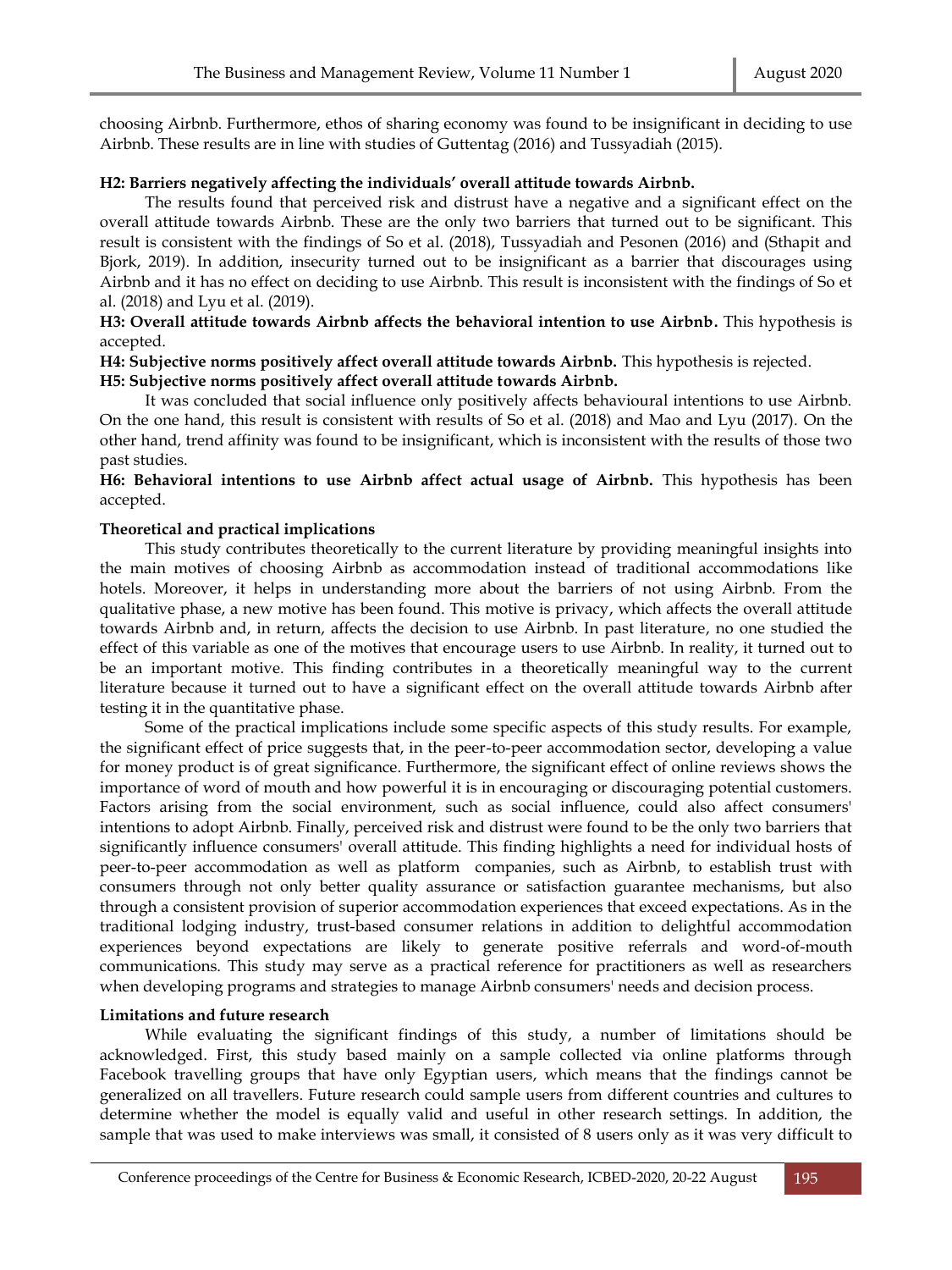choosing Airbnb. Furthermore, ethos of sharing economy was found to be insignificant in deciding to use Airbnb. These results are in line with studies of Guttentag (2016) and Tussyadiah (2015).

**H2: Barriers negatively affecting the individuals' overall attitude towards Airbnb.**

The results found that perceived risk and distrust have a negative and a significant effect on the overall attitude towards Airbnb. These are the only two barriers that turned out to be significant. This result is consistent with the findings of So et al. (2018), Tussyadiah and Pesonen (2016) and (Sthapit and Bjork, 2019). In addition, insecurity turned out to be insignificant as a barrier that discourages using Airbnb and it has no effect on deciding to use Airbnb. This result is inconsistent with the findings of So et al. (2018) and Lyu et al. (2019).

**H3: Overall attitude towards Airbnb affects the behavioral intention to use Airbnb.** This hypothesis is accepted.

**H4: Subjective norms positively affect overall attitude towards Airbnb.** This hypothesis is rejected.

**H5: Subjective norms positively affect overall attitude towards Airbnb.**

It was concluded that social influence only positively affects behavioural intentions to use Airbnb. On the one hand, this result is consistent with results of So et al. (2018) and Mao and Lyu (2017). On the other hand, trend affinity was found to be insignificant, which is inconsistent with the results of those two past studies.

**H6: Behavioral intentions to use Airbnb affect actual usage of Airbnb.** This hypothesis has been accepted.

**Theoretical and practical implications**

This study contributes theoretically to the current literature by providing meaningful insights into the main motives of choosing Airbnb as accommodation instead of traditional accommodations like hotels. Moreover, it helps in understanding more about the barriers of not using Airbnb. From the qualitative phase, a new motive has been found. This motive is privacy, which affects the overall attitude towards Airbnb and, in return, affects the decision to use Airbnb. In past literature, no one studied the effect of this variable as one of the motives that encourage users to use Airbnb. In reality, it turned out to be an important motive. This finding contributes in a theoretically meaningful way to the current literature because it turned out to have a significant effect on the overall attitude towards Airbnb after testing it in the quantitative phase.

Some of the practical implications include some specific aspects of this study results. For example, the significant effect of price suggests that, in the peer-to-peer accommodation sector, developing a value for money product is of great significance. Furthermore, the significant effect of online reviews shows the importance of word of mouth and how powerful it is in encouraging or discouraging potential customers. Factors arising from the social environment, such as social influence, could also affect consumers' intentions to adopt Airbnb. Finally, perceived risk and distrust were found to be the only two barriers that significantly influence consumers' overall attitude. This finding highlights a need for individual hosts of peer-to-peer accommodation as well as platform companies, such as Airbnb, to establish trust with consumers through not only better quality assurance or satisfaction guarantee mechanisms, but also through a consistent provision of superior accommodation experiences that exceed expectations. As in the traditional lodging industry, trust-based consumer relations in addition to delightful accommodation experiences beyond expectations are likely to generate positive referrals and word-of-mouth communications. This study may serve as a practical reference for practitioners as well as researchers when developing programs and strategies to manage Airbnb consumers' needs and decision process.

**Limitations and future research**

While evaluating the significant findings of this study, a number of limitations should be acknowledged. First, this study based mainly on a sample collected via online platforms through Facebook travelling groups that have only Egyptian users, which means that the findings cannot be generalized on all travellers. Future research could sample users from different countries and cultures to determine whether the model is equally valid and useful in other research settings. In addition, the sample that was used to make interviews was small, it consisted of 8 users only as it was very difficult to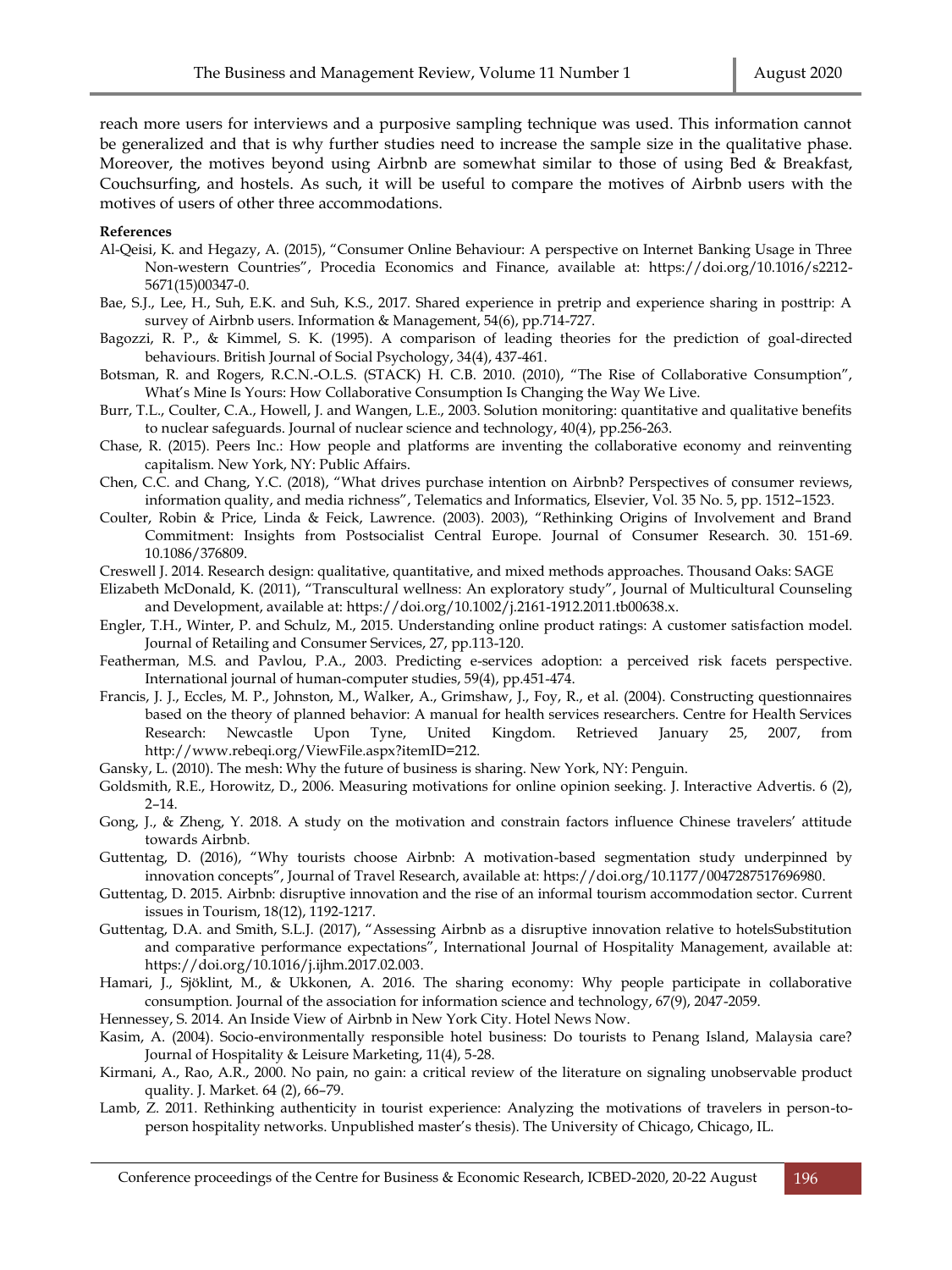reach more users for interviews and a purposive sampling technique was used. This information cannot be generalized and that is why further studies need to increase the sample size in the qualitative phase. Moreover, the motives beyond using Airbnb are somewhat similar to those of using Bed & Breakfast, Couchsurfing, and hostels. As such, it will be useful to compare the motives of Airbnb users with the motives of users of other three accommodations.

**References**

Al-Qeisi, K. and Hegazy, A. (2015), "Consumer Online Behaviour: A perspective on Internet Banking Usage in Three Non-western Countries", Procedia Economics and Finance, available at: https://doi.org/10.1016/s2212-5671(15)00347-0.

Bae, S.J., Lee, H., Suh, E.K. and Suh, K.S., 2017. Shared experience in pretrip and experience sharing in posttrip: A survey of Airbnb users. Information & Management, 54(6), pp.714-727.

Bagozzi, R. P., & Kimmel, S. K. (1995). A comparison of leading theories for the prediction of goal-directed behaviours. British Journal of Social Psychology, 34(4), 437-461.

Botsman, R. and Rogers, R.C.N.-O.L.S. (STACK) H. C.B. 2010. (2010), "The Rise of Collaborative Consumption", What's Mine Is Yours: How Collaborative Consumption Is Changing the Way We Live.

Burr, T.L., Coulter, C.A., Howell, J. and Wangen, L.E., 2003. Solution monitoring: quantitative and qualitative benefits to nuclear safeguards. Journal of nuclear science and technology, 40(4), pp.256-263.

Chase, R. (2015). Peers Inc.: How people and platforms are inventing the collaborative economy and reinventing capitalism. New York, NY: Public Affairs.

Chen, C.C. and Chang, Y.C. (2018), "What drives purchase intention on Airbnb? Perspectives of consumer reviews, information quality, and media richness", Telematics and Informatics, Elsevier, Vol. 35 No. 5, pp. 1512–1523.

Coulter, Robin & Price, Linda & Feick, Lawrence. (2003). 2003), "Rethinking Origins of Involvement and Brand Commitment: Insights from Postsocialist Central Europe. Journal of Consumer Research. 30. 151-69. 10.1086/376809.

Creswell J. 2014. Research design: qualitative, quantitative, and mixed methods approaches. Thousand Oaks: SAGE

Elizabeth McDonald, K. (2011), "Transcultural wellness: An exploratory study", Journal of Multicultural Counseling and Development, available at: https://doi.org/10.1002/j.2161-1912.2011.tb00638.x.

Engler, T.H., Winter, P. and Schulz, M., 2015. Understanding online product ratings: A customer satisfaction model. Journal of Retailing and Consumer Services, 27, pp.113-120.

Featherman, M.S. and Pavlou, P.A., 2003. Predicting e-services adoption: a perceived risk facets perspective. International journal of human-computer studies, 59(4), pp.451-474.

Francis, J. J., Eccles, M. P., Johnston, M., Walker, A., Grimshaw, J., Foy, R., et al. (2004). Constructing questionnaires based on the theory of planned behavior: A manual for health services researchers. Centre for Health Services Research: Newcastle Upon Tyne, United Kingdom. Retrieved January 25, 2007, from http://www.rebeqi.org/ViewFile.aspx?itemID=212.

Gansky, L. (2010). The mesh: Why the future of business is sharing. New York, NY: Penguin.

Goldsmith, R.E., Horowitz, D., 2006. Measuring motivations for online opinion seeking. J. Interactive Advertis. 6 (2), 2–14.

Gong, J., & Zheng, Y. 2018. A study on the motivation and constrain factors influence Chinese travelers' attitude towards Airbnb.

Guttentag, D. (2016), "Why tourists choose Airbnb: A motivation-based segmentation study underpinned by innovation concepts", Journal of Travel Research, available at: https://doi.org/10.1177/0047287517696980.

Guttentag, D. 2015. Airbnb: disruptive innovation and the rise of an informal tourism accommodation sector. Current issues in Tourism, 18(12), 1192-1217.

Guttentag, D.A. and Smith, S.L.J. (2017), "Assessing Airbnb as a disruptive innovation relative to hotelsSubstitution and comparative performance expectations", International Journal of Hospitality Management, available at: https://doi.org/10.1016/j.ijhm.2017.02.003.

Hamari, J., Sjöklint, M., & Ukkonen, A. 2016. The sharing economy: Why people participate in collaborative consumption. Journal of the association for information science and technology, 67(9), 2047-2059.

Hennessey, S. 2014. An Inside View of Airbnb in New York City. Hotel News Now.

Kasim, A. (2004). Socio-environmentally responsible hotel business: Do tourists to Penang Island, Malaysia care? Journal of Hospitality & Leisure Marketing, 11(4), 5-28.

Kirmani, A., Rao, A.R., 2000. No pain, no gain: a critical review of the literature on signaling unobservable product quality. J. Market. 64 (2), 66–79.

Lamb, Z. 2011. Rethinking authenticity in tourist experience: Analyzing the motivations of travelers in person-to-person hospitality networks. Unpublished master's thesis). The University of Chicago, Chicago, IL.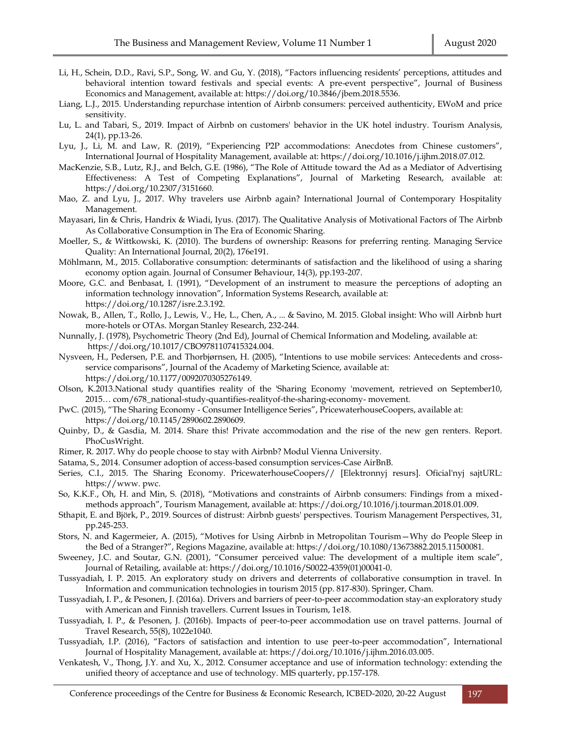Li, H., Schein, D.D., Ravi, S.P., Song, W. and Gu, Y. (2018), "Factors influencing residents' perceptions, attitudes and behavioral intention toward festivals and special events: A pre-event perspective", Journal of Business Economics and Management, available at: https://doi.org/10.3846/jbem.2018.5536.

Liang, L.J., 2015. Understanding repurchase intention of Airbnb consumers: perceived authenticity, EWoM and price sensitivity.

Lu, L. and Tabari, S., 2019. Impact of Airbnb on customers' behavior in the UK hotel industry. Tourism Analysis, 24(1), pp.13-26.

Lyu, J., Li, M. and Law, R. (2019), "Experiencing P2P accommodations: Anecdotes from Chinese customers", International Journal of Hospitality Management, available at: https://doi.org/10.1016/j.ijhm.2018.07.012.

MacKenzie, S.B., Lutz, R.J., and Belch, G.E. (1986), "The Role of Attitude toward the Ad as a Mediator of Advertising Effectiveness: A Test of Competing Explanations", Journal of Marketing Research, available at: https://doi.org/10.2307/3151660.

Mao, Z. and Lyu, J., 2017. Why travelers use Airbnb again? International Journal of Contemporary Hospitality Management.

Mayasari, Iin & Chris, Handrix & Wiadi, Iyus. (2017). The Qualitative Analysis of Motivational Factors of The Airbnb As Collaborative Consumption in The Era of Economic Sharing.

Moeller, S., & Wittkowski, K. (2010). The burdens of ownership: Reasons for preferring renting. Managing Service Quality: An International Journal, 20(2), 176e191.

Möhlmann, M., 2015. Collaborative consumption: determinants of satisfaction and the likelihood of using a sharing economy option again. Journal of Consumer Behaviour, 14(3), pp.193-207.

Moore, G.C. and Benbasat, I. (1991), "Development of an instrument to measure the perceptions of adopting an information technology innovation", Information Systems Research, available at: https://doi.org/10.1287/isre.2.3.192.

Nowak, B., Allen, T., Rollo, J., Lewis, V., He, L., Chen, A., ... & Savino, M. 2015. Global insight: Who will Airbnb hurt more-hotels or OTAs. Morgan Stanley Research, 232-244.

Nunnally, J. (1978), Psychometric Theory (2nd Ed), Journal of Chemical Information and Modeling, available at: https://doi.org/10.1017/CBO9781107415324.004.

Nysveen, H., Pedersen, P.E. and Thorbjørnsen, H. (2005), "Intentions to use mobile services: Antecedents and cross-service comparisons", Journal of the Academy of Marketing Science, available at: https://doi.org/10.1177/0092070305276149.

Olson, K.2013.National study quantifies reality of the 'Sharing Economy 'movement, retrieved on September10, 2015… com/678_national-study-quantifies-realityof-the-sharing-economy- movement.

PwC. (2015), "The Sharing Economy - Consumer Intelligence Series", PricewaterhouseCoopers, available at: https://doi.org/10.1145/2890602.2890609.

Quinby, D., & Gasdia, M. 2014. Share this! Private accommodation and the rise of the new gen renters. Report. PhoCusWright.

Rimer, R. 2017. Why do people choose to stay with Airbnb? Modul Vienna University.

Satama, S., 2014. Consumer adoption of access-based consumption services-Case AirBnB.

Series, C.I., 2015. The Sharing Economy. PricewaterhouseCoopers// [Elektronnyj resurs]. Oficial'nyj sajtURL: https://www. pwc.

So, K.K.F., Oh, H. and Min, S. (2018), "Motivations and constraints of Airbnb consumers: Findings from a mixed-methods approach", Tourism Management, available at: https://doi.org/10.1016/j.tourman.2018.01.009.

Sthapit, E. and Björk, P., 2019. Sources of distrust: Airbnb guests' perspectives. Tourism Management Perspectives, 31, pp.245-253.

Stors, N. and Kagermeier, A. (2015), "Motives for Using Airbnb in Metropolitan Tourism—Why do People Sleep in the Bed of a Stranger?", Regions Magazine, available at: https://doi.org/10.1080/13673882.2015.11500081.

Sweeney, J.C. and Soutar, G.N. (2001), "Consumer perceived value: The development of a multiple item scale", Journal of Retailing, available at: https://doi.org/10.1016/S0022-4359(01)00041-0.

Tussyadiah, I. P. 2015. An exploratory study on drivers and deterrents of collaborative consumption in travel. In Information and communication technologies in tourism 2015 (pp. 817-830). Springer, Cham.

Tussyadiah, I. P., & Pesonen, J. (2016a). Drivers and barriers of peer-to-peer accommodation stay-an exploratory study with American and Finnish travellers. Current Issues in Tourism, 1e18.

Tussyadiah, I. P., & Pesonen, J. (2016b). Impacts of peer-to-peer accommodation use on travel patterns. Journal of Travel Research, 55(8), 1022e1040.

Tussyadiah, I.P. (2016), "Factors of satisfaction and intention to use peer-to-peer accommodation", International Journal of Hospitality Management, available at: https://doi.org/10.1016/j.ijhm.2016.03.005.

Venkatesh, V., Thong, J.Y. and Xu, X., 2012. Consumer acceptance and use of information technology: extending the unified theory of acceptance and use of technology. MIS quarterly, pp.157-178.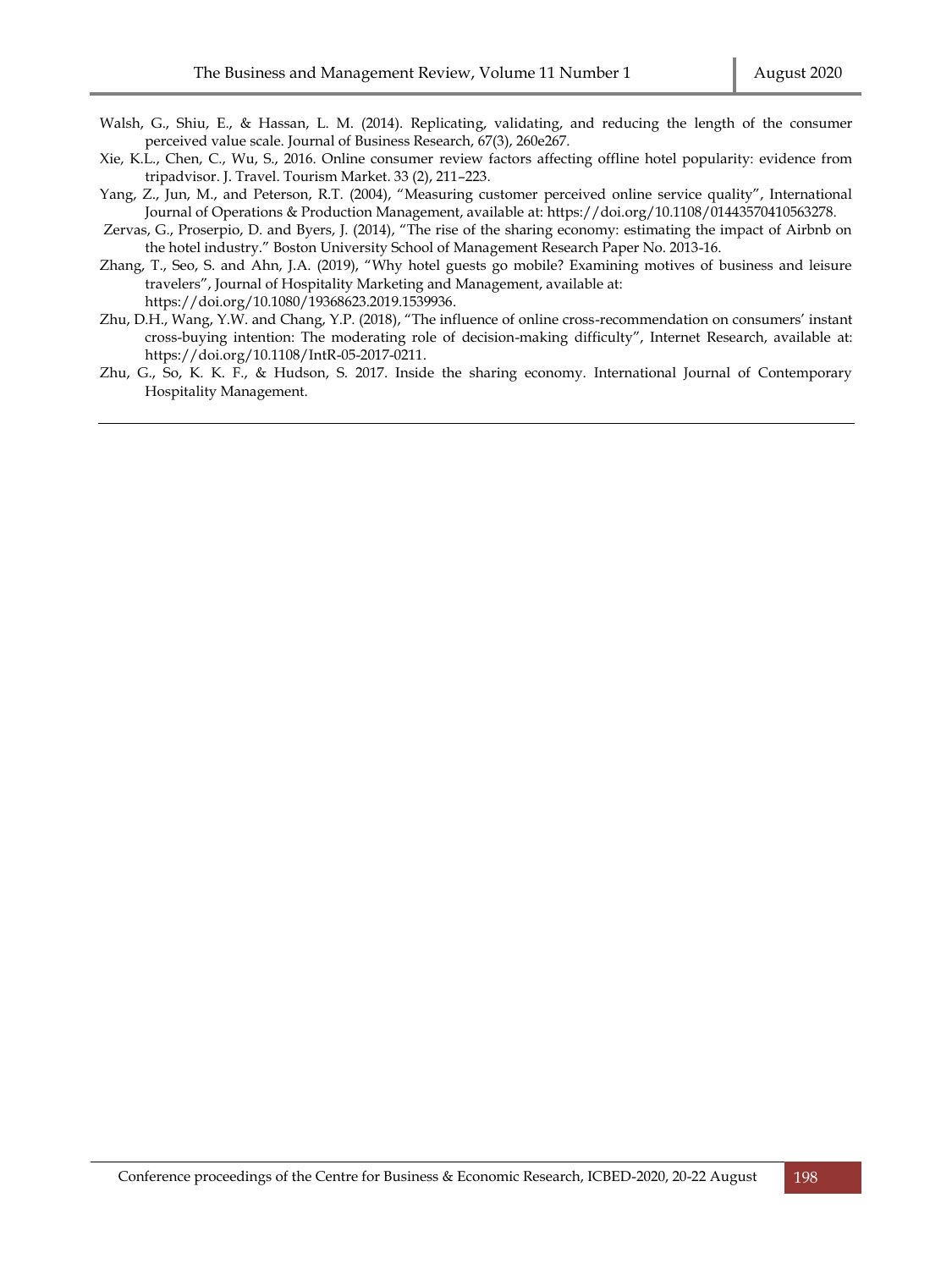Walsh, G., Shiu, E., & Hassan, L. M. (2014). Replicating, validating, and reducing the length of the consumer perceived value scale. Journal of Business Research, 67(3), 260e267.

Xie, K.L., Chen, C., Wu, S., 2016. Online consumer review factors affecting offline hotel popularity: evidence from tripadvisor. J. Travel. Tourism Market. 33 (2), 211–223.

Yang, Z., Jun, M., and Peterson, R.T. (2004), "Measuring customer perceived online service quality", International Journal of Operations & Production Management, available at: https://doi.org/10.1108/01443570410563278.

Zervas, G., Proserpio, D. and Byers, J. (2014), "The rise of the sharing economy: estimating the impact of Airbnb on the hotel industry." Boston University School of Management Research Paper No. 2013-16.

Zhang, T., Seo, S. and Ahn, J.A. (2019), "Why hotel guests go mobile? Examining motives of business and leisure travelers", Journal of Hospitality Marketing and Management, available at: https://doi.org/10.1080/19368623.2019.1539936.

Zhu, D.H., Wang, Y.W. and Chang, Y.P. (2018), "The influence of online cross-recommendation on consumers' instant cross-buying intention: The moderating role of decision-making difficulty", Internet Research, available at: https://doi.org/10.1108/IntR-05-2017-0211.

Zhu, G., So, K. K. F., & Hudson, S. 2017. Inside the sharing economy. International Journal of Contemporary Hospitality Management.